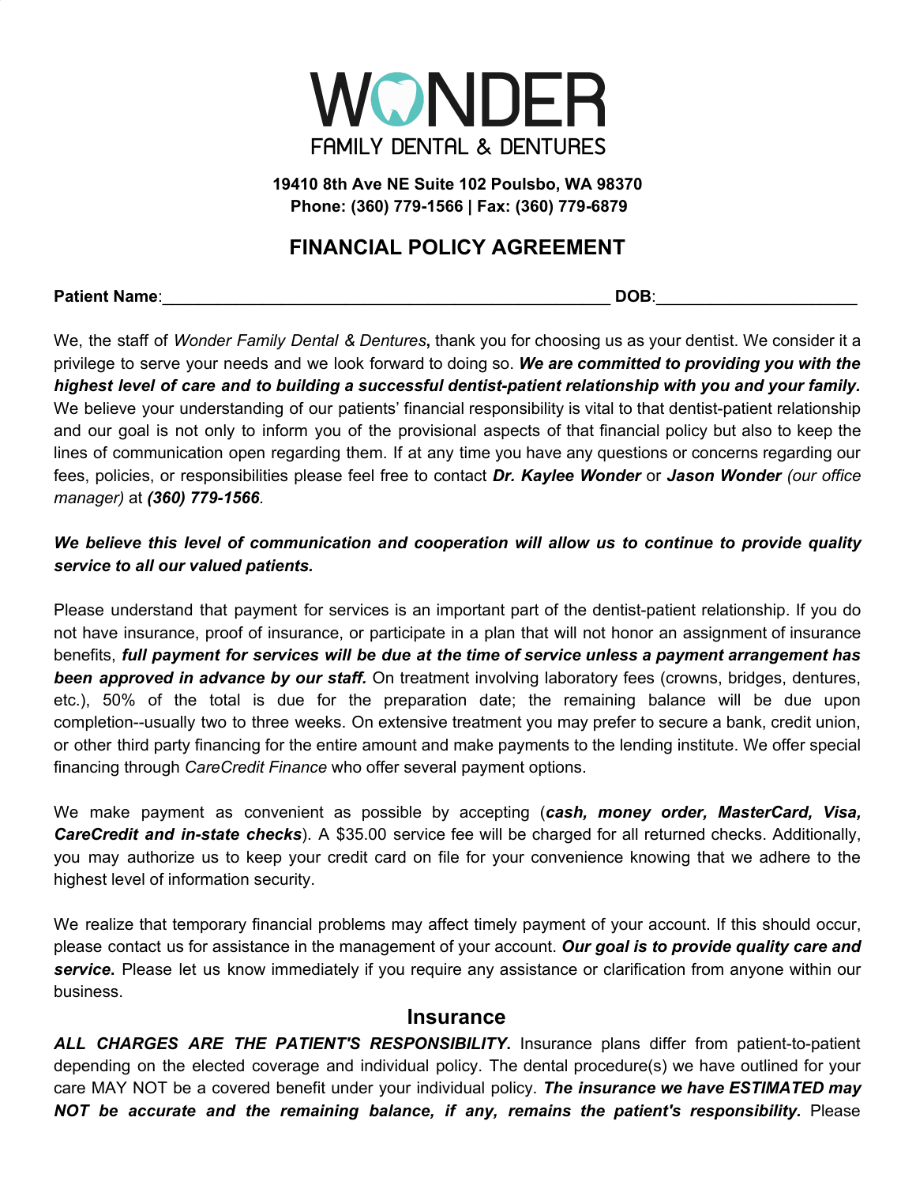# WONDER

FAMILY DENTAL & DENTURES

**19410 8th Ave NE Suite 102 Poulsbo, WA 98370**
**Phone: (360) 779-1566 | Fax: (360) 779-6879**

## FINANCIAL POLICY AGREEMENT

**Patient Name**:__________________________________________________ **DOB**:_____________________

We, the staff of *Wonder Family Dental & Dentures***,** thank you for choosing us as your dentist. We consider it a privilege to serve your needs and we look forward to doing so. ***We are committed to providing you with the highest level of care and to building a successful dentist-patient relationship with you and your family.*** We believe your understanding of our patients' financial responsibility is vital to that dentist-patient relationship and our goal is not only to inform you of the provisional aspects of that financial policy but also to keep the lines of communication open regarding them. If at any time you have any questions or concerns regarding our fees, policies, or responsibilities please feel free to contact ***Dr. Kaylee Wonder*** or ***Jason Wonder*** *(our office manager)* at ***(360) 779-1566***.

***We believe this level of communication and cooperation will allow us to continue to provide quality service to all our valued patients.***

Please understand that payment for services is an important part of the dentist-patient relationship. If you do not have insurance, proof of insurance, or participate in a plan that will not honor an assignment of insurance benefits, ***full payment for services will be due at the time of service unless a payment arrangement has been approved in advance by our staff.*** On treatment involving laboratory fees (crowns, bridges, dentures, etc.), 50% of the total is due for the preparation date; the remaining balance will be due upon completion--usually two to three weeks. On extensive treatment you may prefer to secure a bank, credit union, or other third party financing for the entire amount and make payments to the lending institute. We offer special financing through *CareCredit Finance* who offer several payment options.

We make payment as convenient as possible by accepting (***cash, money order, MasterCard, Visa, CareCredit and in-state checks***). A $35.00 service fee will be charged for all returned checks. Additionally, you may authorize us to keep your credit card on file for your convenience knowing that we adhere to the highest level of information security.

We realize that temporary financial problems may affect timely payment of your account. If this should occur, please contact us for assistance in the management of your account. ***Our goal is to provide quality care and service.*** Please let us know immediately if you require any assistance or clarification from anyone within our business.

## Insurance

***ALL CHARGES ARE THE PATIENT'S RESPONSIBILITY*****.** Insurance plans differ from patient-to-patient depending on the elected coverage and individual policy. The dental procedure(s) we have outlined for your care MAY NOT be a covered benefit under your individual policy. ***The insurance we have ESTIMATED may NOT be accurate and the remaining balance, if any, remains the patient's responsibility.*** Please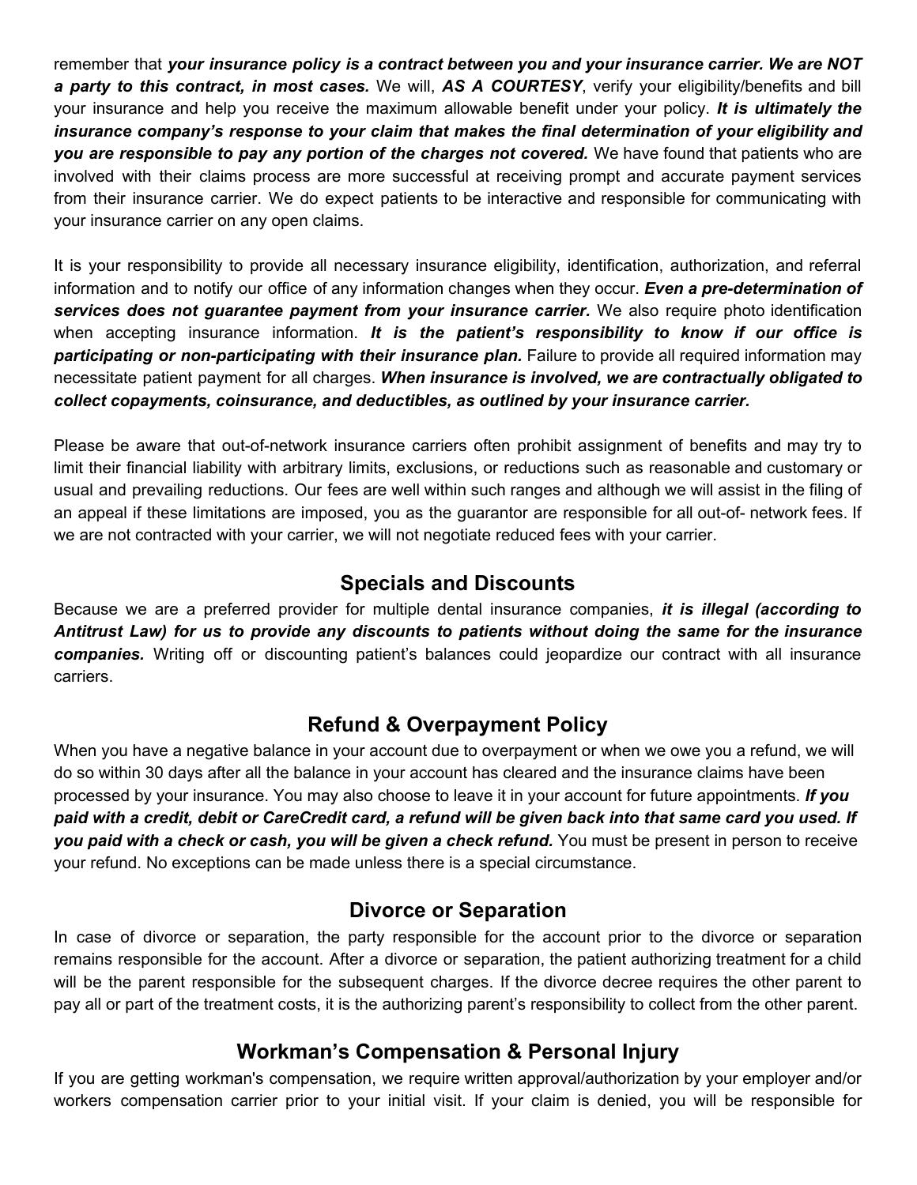remember that ***your insurance policy is a contract between you and your insurance carrier. We are NOT a party to this contract, in most cases.*** We will, ***AS A COURTESY***, verify your eligibility/benefits and bill your insurance and help you receive the maximum allowable benefit under your policy. ***It is ultimately the insurance company's response to your claim that makes the final determination of your eligibility and you are responsible to pay any portion of the charges not covered.*** We have found that patients who are involved with their claims process are more successful at receiving prompt and accurate payment services from their insurance carrier. We do expect patients to be interactive and responsible for communicating with your insurance carrier on any open claims.

It is your responsibility to provide all necessary insurance eligibility, identification, authorization, and referral information and to notify our office of any information changes when they occur. ***Even a pre-determination of services does not guarantee payment from your insurance carrier.*** We also require photo identification when accepting insurance information. ***It is the patient's responsibility to know if our office is participating or non-participating with their insurance plan.*** Failure to provide all required information may necessitate patient payment for all charges. ***When insurance is involved, we are contractually obligated to collect copayments, coinsurance, and deductibles, as outlined by your insurance carrier.***

Please be aware that out-of-network insurance carriers often prohibit assignment of benefits and may try to limit their financial liability with arbitrary limits, exclusions, or reductions such as reasonable and customary or usual and prevailing reductions. Our fees are well within such ranges and although we will assist in the filing of an appeal if these limitations are imposed, you as the guarantor are responsible for all out-of- network fees. If we are not contracted with your carrier, we will not negotiate reduced fees with your carrier.

## Specials and Discounts

Because we are a preferred provider for multiple dental insurance companies, ***it is illegal (according to Antitrust Law) for us to provide any discounts to patients without doing the same for the insurance companies.*** Writing off or discounting patient's balances could jeopardize our contract with all insurance carriers.

## Refund & Overpayment Policy

When you have a negative balance in your account due to overpayment or when we owe you a refund, we will do so within 30 days after all the balance in your account has cleared and the insurance claims have been processed by your insurance. You may also choose to leave it in your account for future appointments. ***If you paid with a credit, debit or CareCredit card, a refund will be given back into that same card you used. If you paid with a check or cash, you will be given a check refund.*** You must be present in person to receive your refund. No exceptions can be made unless there is a special circumstance.

## Divorce or Separation

In case of divorce or separation, the party responsible for the account prior to the divorce or separation remains responsible for the account. After a divorce or separation, the patient authorizing treatment for a child will be the parent responsible for the subsequent charges. If the divorce decree requires the other parent to pay all or part of the treatment costs, it is the authorizing parent's responsibility to collect from the other parent.

## Workman's Compensation & Personal Injury

If you are getting workman's compensation, we require written approval/authorization by your employer and/or workers compensation carrier prior to your initial visit. If your claim is denied, you will be responsible for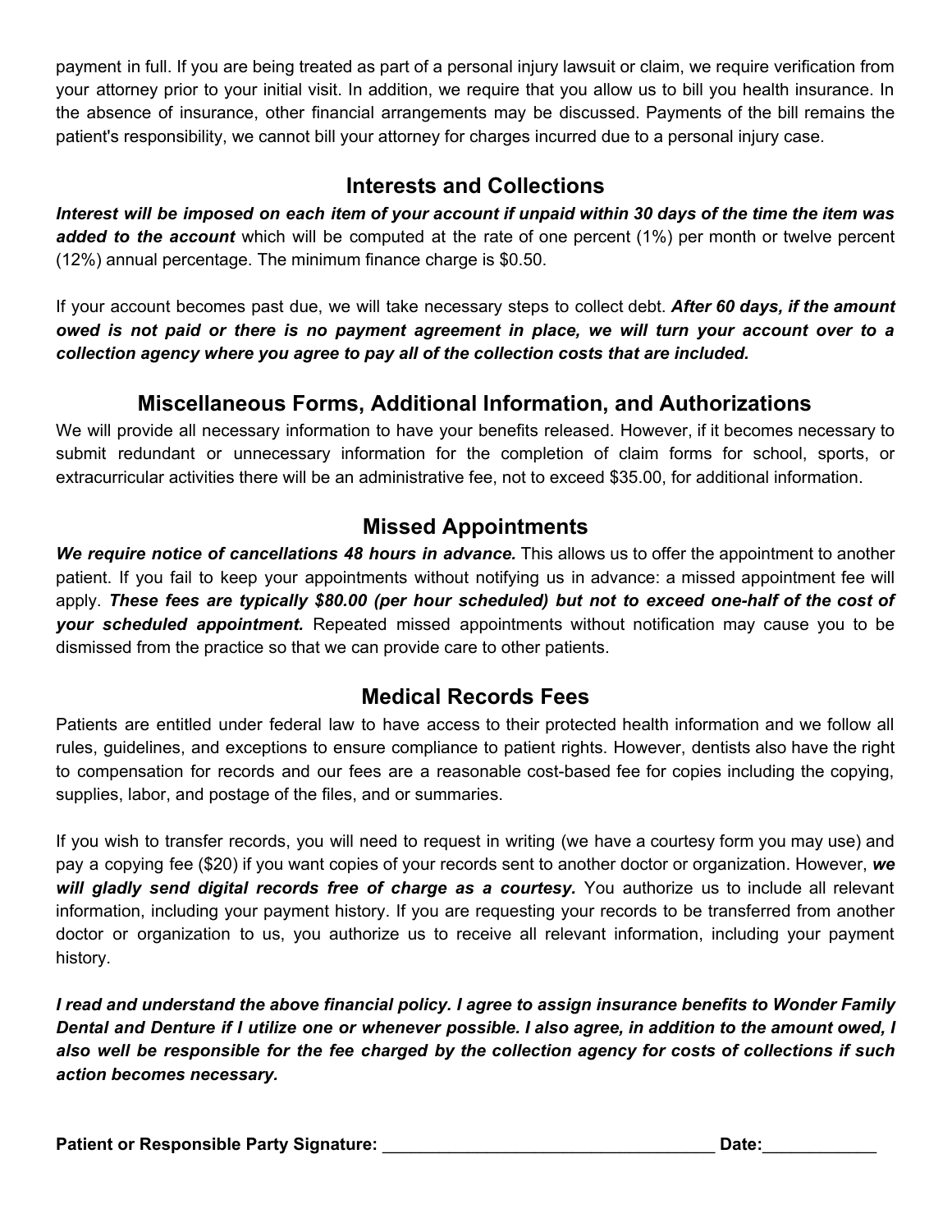payment in full. If you are being treated as part of a personal injury lawsuit or claim, we require verification from your attorney prior to your initial visit. In addition, we require that you allow us to bill you health insurance. In the absence of insurance, other financial arrangements may be discussed. Payments of the bill remains the patient's responsibility, we cannot bill your attorney for charges incurred due to a personal injury case.

## Interests and Collections

***Interest will be imposed on each item of your account if unpaid within 30 days of the time the item was added to the account*** which will be computed at the rate of one percent (1%) per month or twelve percent (12%) annual percentage. The minimum finance charge is $0.50.

If your account becomes past due, we will take necessary steps to collect debt. ***After 60 days, if the amount owed is not paid or there is no payment agreement in place, we will turn your account over to a collection agency where you agree to pay all of the collection costs that are included.***

## Miscellaneous Forms, Additional Information, and Authorizations

We will provide all necessary information to have your benefits released. However, if it becomes necessary to submit redundant or unnecessary information for the completion of claim forms for school, sports, or extracurricular activities there will be an administrative fee, not to exceed $35.00, for additional information.

## Missed Appointments

***We require notice of cancellations 48 hours in advance.*** This allows us to offer the appointment to another patient. If you fail to keep your appointments without notifying us in advance: a missed appointment fee will apply. ***These fees are typically $80.00 (per hour scheduled) but not to exceed one-half of the cost of your scheduled appointment.*** Repeated missed appointments without notification may cause you to be dismissed from the practice so that we can provide care to other patients.

## Medical Records Fees

Patients are entitled under federal law to have access to their protected health information and we follow all rules, guidelines, and exceptions to ensure compliance to patient rights. However, dentists also have the right to compensation for records and our fees are a reasonable cost-based fee for copies including the copying, supplies, labor, and postage of the files, and or summaries.

If you wish to transfer records, you will need to request in writing (we have a courtesy form you may use) and pay a copying fee ($20) if you want copies of your records sent to another doctor or organization. However, ***we will gladly send digital records free of charge as a courtesy.*** You authorize us to include all relevant information, including your payment history. If you are requesting your records to be transferred from another doctor or organization to us, you authorize us to receive all relevant information, including your payment history.

***I read and understand the above financial policy. I agree to assign insurance benefits to Wonder Family Dental and Denture if I utilize one or whenever possible. I also agree, in addition to the amount owed, I also well be responsible for the fee charged by the collection agency for costs of collections if such action becomes necessary.***

**Patient or Responsible Party Signature:** ____________________________________ **Date:**____________